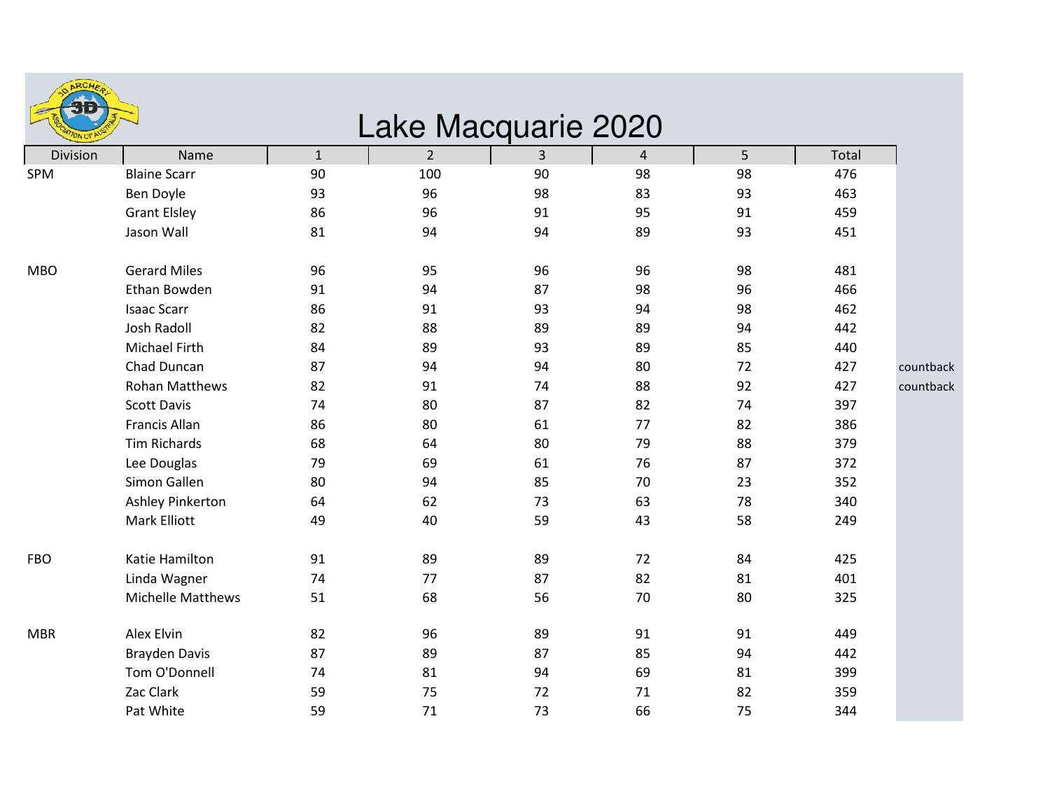# Lake Macquarie 2020

| Division | Name | 1 | 2 | 3 | 4 | 5 | Total | |
|---|---|---|---|---|---|---|---|---|
| SPM | Blaine Scarr | 90 | 100 | 90 | 98 | 98 | 476 | |
| | Ben Doyle | 93 | 96 | 98 | 83 | 93 | 463 | |
| | Grant Elsley | 86 | 96 | 91 | 95 | 91 | 459 | |
| | Jason Wall | 81 | 94 | 94 | 89 | 93 | 451 | |
| | | | | | | | | |
| MBO | Gerard Miles | 96 | 95 | 96 | 96 | 98 | 481 | |
| | Ethan Bowden | 91 | 94 | 87 | 98 | 96 | 466 | |
| | Isaac Scarr | 86 | 91 | 93 | 94 | 98 | 462 | |
| | Josh Radoll | 82 | 88 | 89 | 89 | 94 | 442 | |
| | Michael Firth | 84 | 89 | 93 | 89 | 85 | 440 | |
| | Chad Duncan | 87 | 94 | 94 | 80 | 72 | 427 | countback |
| | Rohan Matthews | 82 | 91 | 74 | 88 | 92 | 427 | countback |
| | Scott Davis | 74 | 80 | 87 | 82 | 74 | 397 | |
| | Francis Allan | 86 | 80 | 61 | 77 | 82 | 386 | |
| | Tim Richards | 68 | 64 | 80 | 79 | 88 | 379 | |
| | Lee Douglas | 79 | 69 | 61 | 76 | 87 | 372 | |
| | Simon Gallen | 80 | 94 | 85 | 70 | 23 | 352 | |
| | Ashley Pinkerton | 64 | 62 | 73 | 63 | 78 | 340 | |
| | Mark Elliott | 49 | 40 | 59 | 43 | 58 | 249 | |
| | | | | | | | | |
| FBO | Katie Hamilton | 91 | 89 | 89 | 72 | 84 | 425 | |
| | Linda Wagner | 74 | 77 | 87 | 82 | 81 | 401 | |
| | Michelle Matthews | 51 | 68 | 56 | 70 | 80 | 325 | |
| | | | | | | | | |
| MBR | Alex Elvin | 82 | 96 | 89 | 91 | 91 | 449 | |
| | Brayden Davis | 87 | 89 | 87 | 85 | 94 | 442 | |
| | Tom O'Donnell | 74 | 81 | 94 | 69 | 81 | 399 | |
| | Zac Clark | 59 | 75 | 72 | 71 | 82 | 359 | |
| | Pat White | 59 | 71 | 73 | 66 | 75 | 344 | |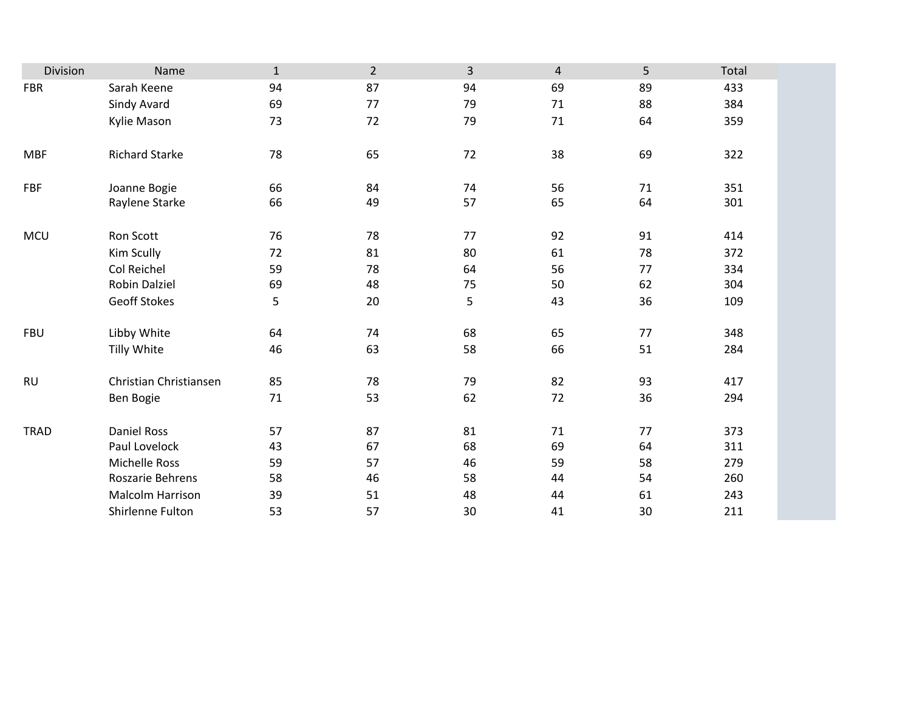| Division | Name | 1 | 2 | 3 | 4 | 5 | Total |
|---|---|---|---|---|---|---|---|
| FBR | Sarah Keene | 94 | 87 | 94 | 69 | 89 | 433 |
| | Sindy Avard | 69 | 77 | 79 | 71 | 88 | 384 |
| | Kylie Mason | 73 | 72 | 79 | 71 | 64 | 359 |
| | | | | | | | |
| MBF | Richard Starke | 78 | 65 | 72 | 38 | 69 | 322 |
| | | | | | | | |
| FBF | Joanne Bogie | 66 | 84 | 74 | 56 | 71 | 351 |
| | Raylene Starke | 66 | 49 | 57 | 65 | 64 | 301 |
| | | | | | | | |
| MCU | Ron Scott | 76 | 78 | 77 | 92 | 91 | 414 |
| | Kim Scully | 72 | 81 | 80 | 61 | 78 | 372 |
| | Col Reichel | 59 | 78 | 64 | 56 | 77 | 334 |
| | Robin Dalziel | 69 | 48 | 75 | 50 | 62 | 304 |
| | Geoff Stokes | 5 | 20 | 5 | 43 | 36 | 109 |
| | | | | | | | |
| FBU | Libby White | 64 | 74 | 68 | 65 | 77 | 348 |
| | Tilly White | 46 | 63 | 58 | 66 | 51 | 284 |
| | | | | | | | |
| RU | Christian Christiansen | 85 | 78 | 79 | 82 | 93 | 417 |
| | Ben Bogie | 71 | 53 | 62 | 72 | 36 | 294 |
| | | | | | | | |
| TRAD | Daniel Ross | 57 | 87 | 81 | 71 | 77 | 373 |
| | Paul Lovelock | 43 | 67 | 68 | 69 | 64 | 311 |
| | Michelle Ross | 59 | 57 | 46 | 59 | 58 | 279 |
| | Roszarie Behrens | 58 | 46 | 58 | 44 | 54 | 260 |
| | Malcolm Harrison | 39 | 51 | 48 | 44 | 61 | 243 |
| | Shirlenne Fulton | 53 | 57 | 30 | 41 | 30 | 211 |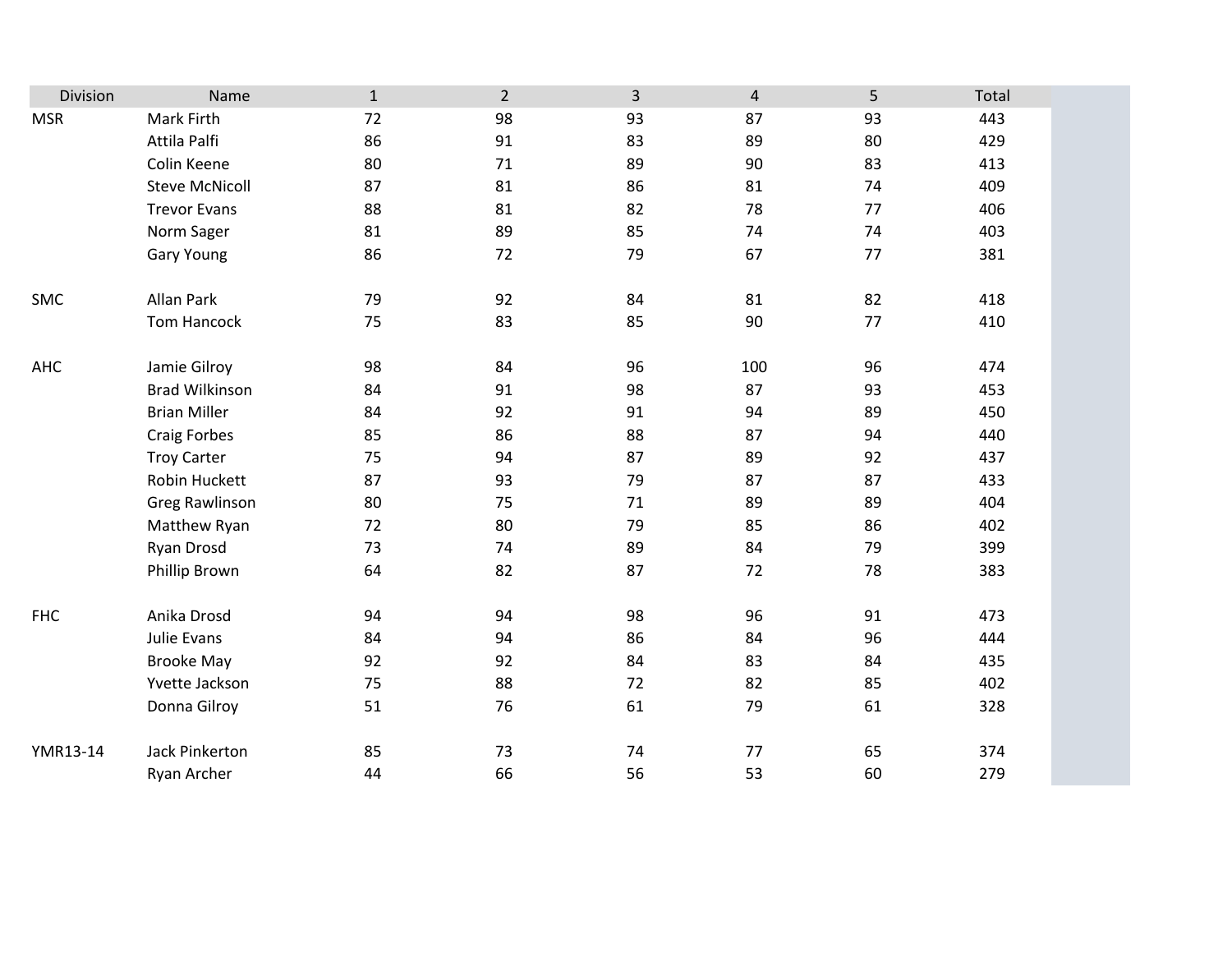| Division | Name | 1 | 2 | 3 | 4 | 5 | Total |
|---|---|---|---|---|---|---|---|
| MSR | Mark Firth | 72 | 98 | 93 | 87 | 93 | 443 |
| | Attila Palfi | 86 | 91 | 83 | 89 | 80 | 429 |
| | Colin Keene | 80 | 71 | 89 | 90 | 83 | 413 |
| | Steve McNicoll | 87 | 81 | 86 | 81 | 74 | 409 |
| | Trevor Evans | 88 | 81 | 82 | 78 | 77 | 406 |
| | Norm Sager | 81 | 89 | 85 | 74 | 74 | 403 |
| | Gary Young | 86 | 72 | 79 | 67 | 77 | 381 |
| | | | | | | | |
| SMC | Allan Park | 79 | 92 | 84 | 81 | 82 | 418 |
| | Tom Hancock | 75 | 83 | 85 | 90 | 77 | 410 |
| | | | | | | | |
| AHC | Jamie Gilroy | 98 | 84 | 96 | 100 | 96 | 474 |
| | Brad Wilkinson | 84 | 91 | 98 | 87 | 93 | 453 |
| | Brian Miller | 84 | 92 | 91 | 94 | 89 | 450 |
| | Craig Forbes | 85 | 86 | 88 | 87 | 94 | 440 |
| | Troy Carter | 75 | 94 | 87 | 89 | 92 | 437 |
| | Robin Huckett | 87 | 93 | 79 | 87 | 87 | 433 |
| | Greg Rawlinson | 80 | 75 | 71 | 89 | 89 | 404 |
| | Matthew Ryan | 72 | 80 | 79 | 85 | 86 | 402 |
| | Ryan Drosd | 73 | 74 | 89 | 84 | 79 | 399 |
| | Phillip Brown | 64 | 82 | 87 | 72 | 78 | 383 |
| | | | | | | | |
| FHC | Anika Drosd | 94 | 94 | 98 | 96 | 91 | 473 |
| | Julie Evans | 84 | 94 | 86 | 84 | 96 | 444 |
| | Brooke May | 92 | 92 | 84 | 83 | 84 | 435 |
| | Yvette Jackson | 75 | 88 | 72 | 82 | 85 | 402 |
| | Donna Gilroy | 51 | 76 | 61 | 79 | 61 | 328 |
| | | | | | | | |
| YMR13-14 | Jack Pinkerton | 85 | 73 | 74 | 77 | 65 | 374 |
| | Ryan Archer | 44 | 66 | 56 | 53 | 60 | 279 |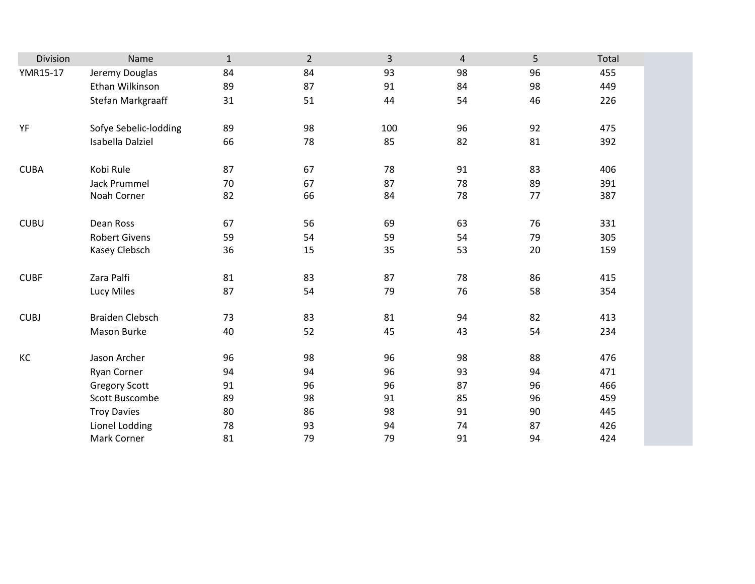| Division | Name | 1 | 2 | 3 | 4 | 5 | Total |
| --- | --- | --- | --- | --- | --- | --- | --- |
| YMR15-17 | Jeremy Douglas | 84 | 84 | 93 | 98 | 96 | 455 |
| | Ethan Wilkinson | 89 | 87 | 91 | 84 | 98 | 449 |
| | Stefan Markgraaff | 31 | 51 | 44 | 54 | 46 | 226 |
| | | | | | | | |
| YF | Sofye Sebelic-lodding | 89 | 98 | 100 | 96 | 92 | 475 |
| | Isabella Dalziel | 66 | 78 | 85 | 82 | 81 | 392 |
| | | | | | | | |
| CUBA | Kobi Rule | 87 | 67 | 78 | 91 | 83 | 406 |
| | Jack Prummel | 70 | 67 | 87 | 78 | 89 | 391 |
| | Noah Corner | 82 | 66 | 84 | 78 | 77 | 387 |
| | | | | | | | |
| CUBU | Dean Ross | 67 | 56 | 69 | 63 | 76 | 331 |
| | Robert Givens | 59 | 54 | 59 | 54 | 79 | 305 |
| | Kasey Clebsch | 36 | 15 | 35 | 53 | 20 | 159 |
| | | | | | | | |
| CUBF | Zara Palfi | 81 | 83 | 87 | 78 | 86 | 415 |
| | Lucy Miles | 87 | 54 | 79 | 76 | 58 | 354 |
| | | | | | | | |
| CUBJ | Braiden Clebsch | 73 | 83 | 81 | 94 | 82 | 413 |
| | Mason Burke | 40 | 52 | 45 | 43 | 54 | 234 |
| | | | | | | | |
| KC | Jason Archer | 96 | 98 | 96 | 98 | 88 | 476 |
| | Ryan Corner | 94 | 94 | 96 | 93 | 94 | 471 |
| | Gregory Scott | 91 | 96 | 96 | 87 | 96 | 466 |
| | Scott Buscombe | 89 | 98 | 91 | 85 | 96 | 459 |
| | Troy Davies | 80 | 86 | 98 | 91 | 90 | 445 |
| | Lionel Lodding | 78 | 93 | 94 | 74 | 87 | 426 |
| | Mark Corner | 81 | 79 | 79 | 91 | 94 | 424 |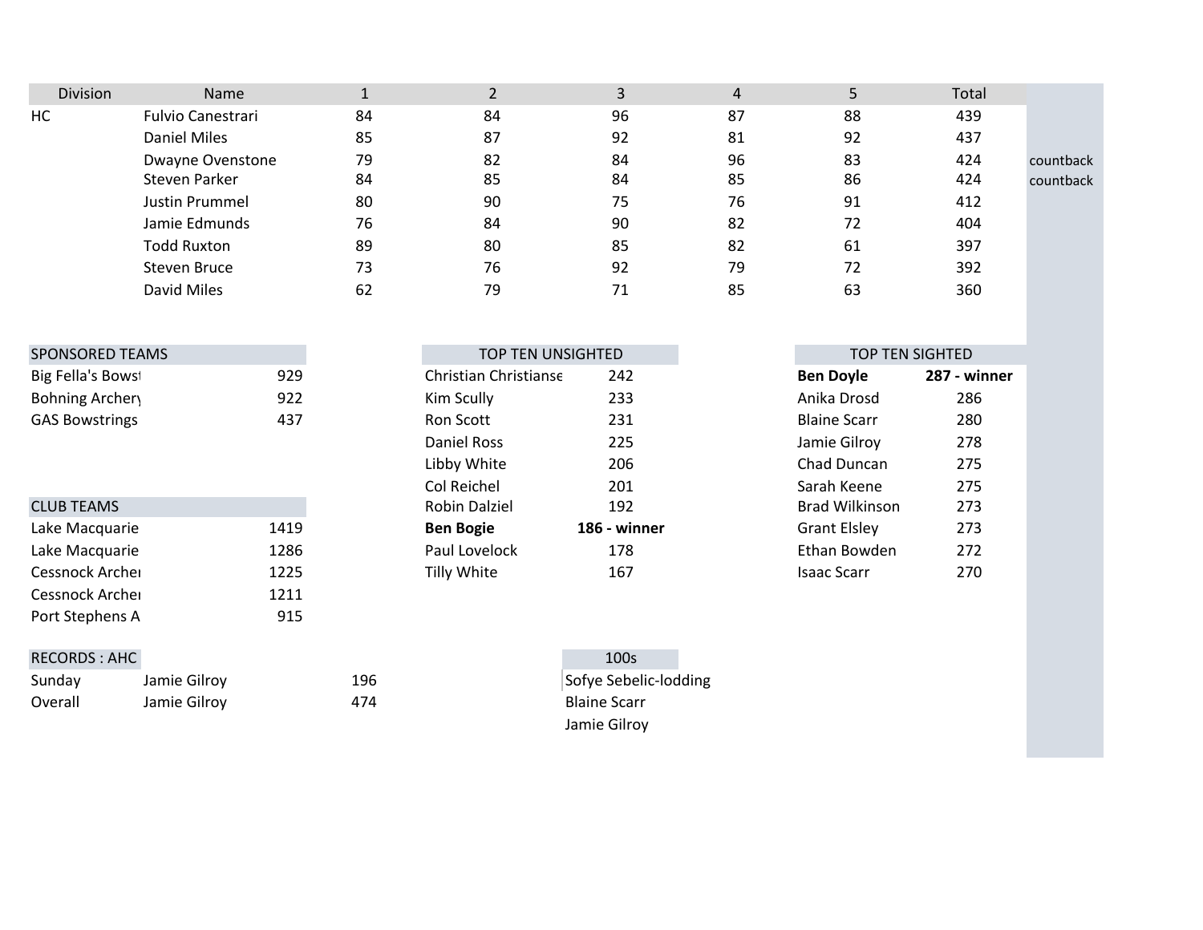| Division | Name | 1 | 2 | 3 | 4 | 5 | Total | |
|---|---|---|---|---|---|---|---|---|
| HC | Fulvio Canestrari | 84 | 84 | 96 | 87 | 88 | 439 | |
| | Daniel Miles | 85 | 87 | 92 | 81 | 92 | 437 | |
| | Dwayne Ovenstone | 79 | 82 | 84 | 96 | 83 | 424 | countback |
| | Steven Parker | 84 | 85 | 84 | 85 | 86 | 424 | countback |
| | Justin Prummel | 80 | 90 | 75 | 76 | 91 | 412 | |
| | Jamie Edmunds | 76 | 84 | 90 | 82 | 72 | 404 | |
| | Todd Ruxton | 89 | 80 | 85 | 82 | 61 | 397 | |
| | Steven Bruce | 73 | 76 | 92 | 79 | 72 | 392 | |
| | David Miles | 62 | 79 | 71 | 85 | 63 | 360 | |

| SPONSORED TEAMS | |
|---|---|
| Big Fella's Bowst | 929 |
| Bohning Archery | 922 |
| GAS Bowstrings | 437 |

| CLUB TEAMS | |
|---|---|
| Lake Macquarie | 1419 |
| Lake Macquarie | 1286 |
| Cessnock Archer | 1225 |
| Cessnock Archer | 1211 |
| Port Stephens A | 915 |

| TOP TEN UNSIGHTED | |
|---|---|
| Christian Christianse | 242 |
| Kim Scully | 233 |
| Ron Scott | 231 |
| Daniel Ross | 225 |
| Libby White | 206 |
| Col Reichel | 201 |
| Robin Dalziel | 192 |
| **Ben Bogie** | **186 - winner** |
| Paul Lovelock | 178 |
| Tilly White | 167 |

| TOP TEN SIGHTED | |
|---|---|
| **Ben Doyle** | **287 - winner** |
| Anika Drosd | 286 |
| Blaine Scarr | 280 |
| Jamie Gilroy | 278 |
| Chad Duncan | 275 |
| Sarah Keene | 275 |
| Brad Wilkinson | 273 |
| Grant Elsley | 273 |
| Ethan Bowden | 272 |
| Isaac Scarr | 270 |

| RECORDS : AHC | | |
|---|---|---|
| Sunday | Jamie Gilroy | 196 |
| Overall | Jamie Gilroy | 474 |

| 100s |
|---|
| Sofye Sebelic-lodding |
| Blaine Scarr |
| Jamie Gilroy |